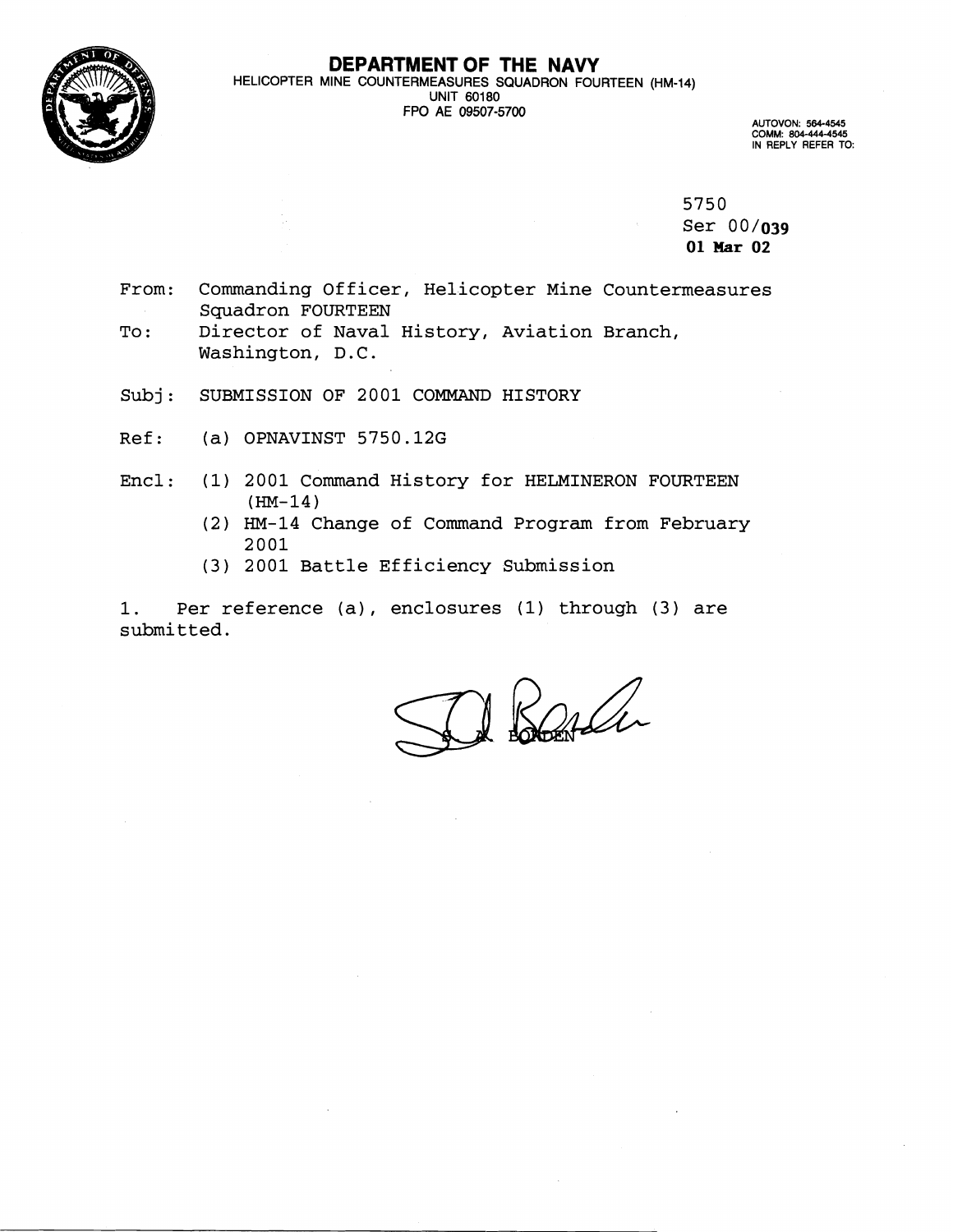# DEPARTMENT OF THE NAVY

HELICOPTER MINE COUNTERMEASURES SQUADRON FOURTEEN (HM-14)
UNIT 60180
FPO AE 09507-5700

AUTOVON: 564-4545
COMM: 804-444-4545
IN REPLY REFER TO:

5750
Ser 00/**039**
**01 Mar 02**

From: Commanding Officer, Helicopter Mine Countermeasures Squadron FOURTEEN
To: Director of Naval History, Aviation Branch, Washington, D.C.

Subj: SUBMISSION OF 2001 COMMAND HISTORY

Ref: (a) OPNAVINST 5750.12G

Encl: (1) 2001 Command History for HELMINERON FOURTEEN (HM-14)
(2) HM-14 Change of Command Program from February 2001
(3) 2001 Battle Efficiency Submission

1. Per reference (a), enclosures (1) through (3) are submitted.

S. A. BORDEN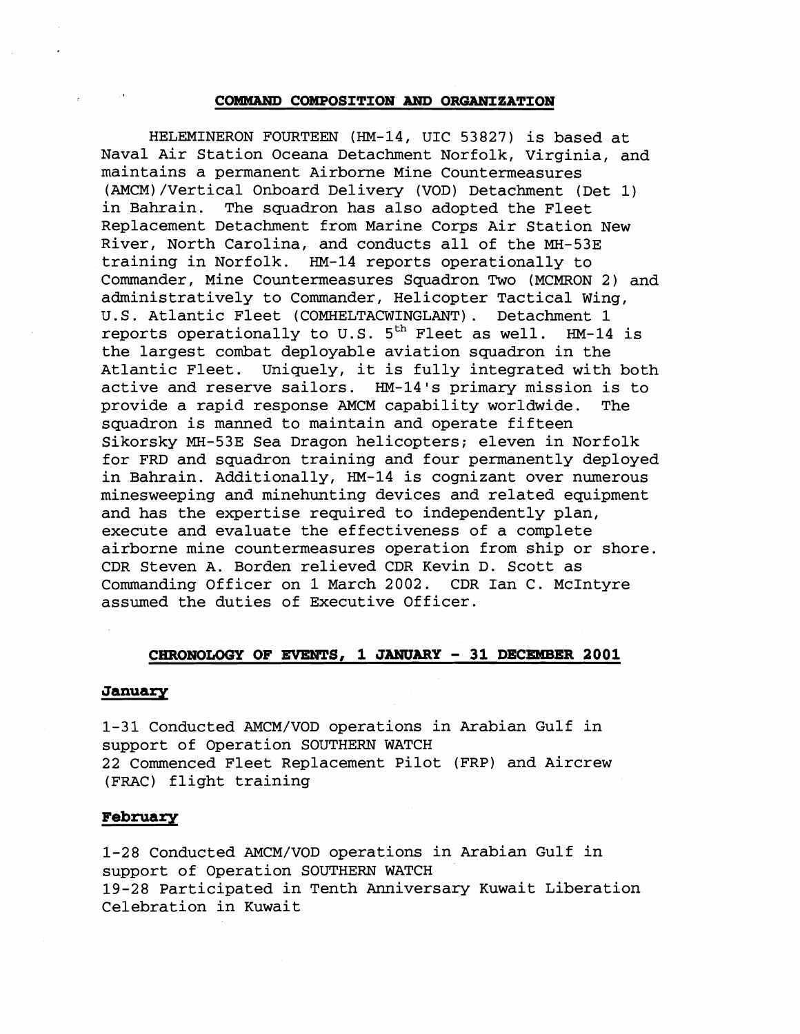## COMMAND COMPOSITION AND ORGANIZATION

HELEMINERON FOURTEEN (HM-14, UIC 53827) is based at Naval Air Station Oceana Detachment Norfolk, Virginia, and maintains a permanent Airborne Mine Countermeasures (AMCM)/Vertical Onboard Delivery (VOD) Detachment (Det 1) in Bahrain. The squadron has also adopted the Fleet Replacement Detachment from Marine Corps Air Station New River, North Carolina, and conducts all of the MH-53E training in Norfolk. HM-14 reports operationally to Commander, Mine Countermeasures Squadron Two (MCMRON 2) and administratively to Commander, Helicopter Tactical Wing, U.S. Atlantic Fleet (COMHELTACWINGLANT). Detachment 1 reports operationally to U.S. 5th Fleet as well. HM-14 is the largest combat deployable aviation squadron in the Atlantic Fleet. Uniquely, it is fully integrated with both active and reserve sailors. HM-14's primary mission is to provide a rapid response AMCM capability worldwide. The squadron is manned to maintain and operate fifteen Sikorsky MH-53E Sea Dragon helicopters; eleven in Norfolk for FRD and squadron training and four permanently deployed in Bahrain. Additionally, HM-14 is cognizant over numerous minesweeping and minehunting devices and related equipment and has the expertise required to independently plan, execute and evaluate the effectiveness of a complete airborne mine countermeasures operation from ship or shore. CDR Steven A. Borden relieved CDR Kevin D. Scott as Commanding Officer on 1 March 2002. CDR Ian C. McIntyre assumed the duties of Executive Officer.

## CHRONOLOGY OF EVENTS, 1 JANUARY - 31 DECEMBER 2001

### January

1-31 Conducted AMCM/VOD operations in Arabian Gulf in support of Operation SOUTHERN WATCH
22 Commenced Fleet Replacement Pilot (FRP) and Aircrew (FRAC) flight training

### February

1-28 Conducted AMCM/VOD operations in Arabian Gulf in support of Operation SOUTHERN WATCH
19-28 Participated in Tenth Anniversary Kuwait Liberation Celebration in Kuwait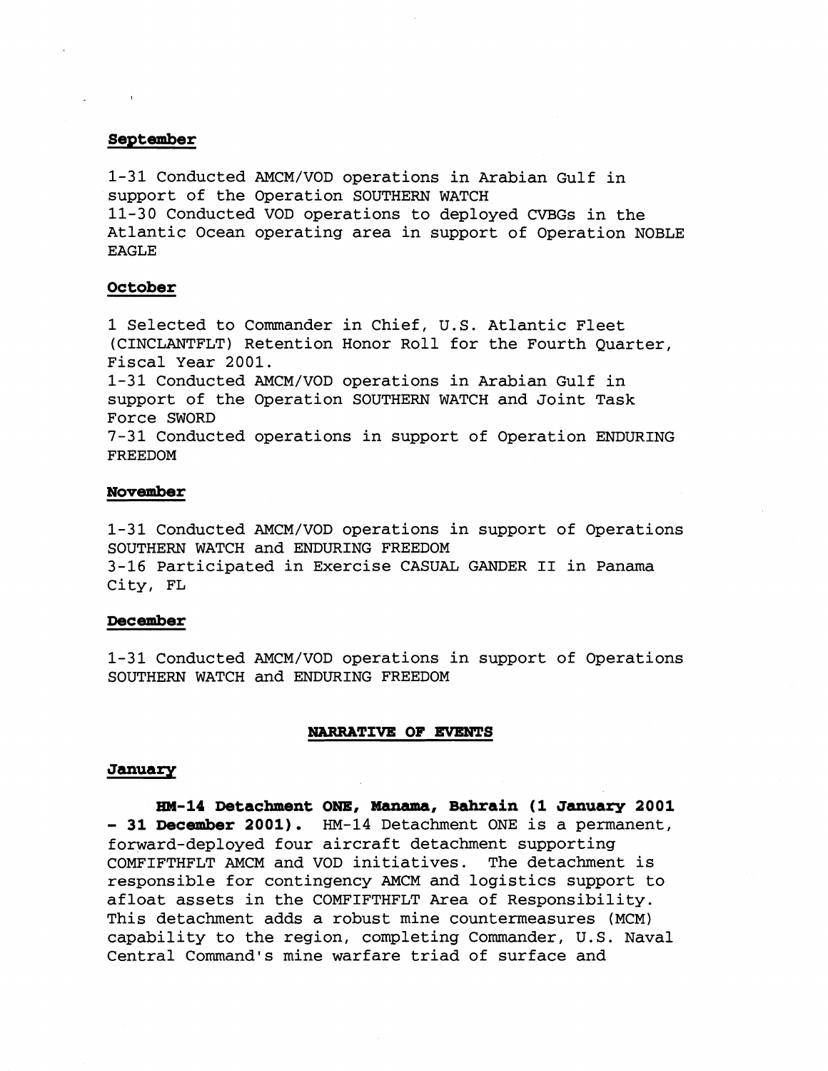**September**

1-31 Conducted AMCM/VOD operations in Arabian Gulf in support of the Operation SOUTHERN WATCH
11-30 Conducted VOD operations to deployed CVBGs in the Atlantic Ocean operating area in support of Operation NOBLE EAGLE

**October**

1 Selected to Commander in Chief, U.S. Atlantic Fleet (CINCLANTFLT) Retention Honor Roll for the Fourth Quarter, Fiscal Year 2001.
1-31 Conducted AMCM/VOD operations in Arabian Gulf in support of the Operation SOUTHERN WATCH and Joint Task Force SWORD
7-31 Conducted operations in support of Operation ENDURING FREEDOM

**November**

1-31 Conducted AMCM/VOD operations in support of Operations SOUTHERN WATCH and ENDURING FREEDOM
3-16 Participated in Exercise CASUAL GANDER II in Panama City, FL

**December**

1-31 Conducted AMCM/VOD operations in support of Operations SOUTHERN WATCH and ENDURING FREEDOM

## NARRATIVE OF EVENTS

**January**

**HM-14 Detachment ONE, Manama, Bahrain (1 January 2001 - 31 December 2001).** HM-14 Detachment ONE is a permanent, forward-deployed four aircraft detachment supporting COMFIFTHFLT AMCM and VOD initiatives. The detachment is responsible for contingency AMCM and logistics support to afloat assets in the COMFIFTHFLT Area of Responsibility. This detachment adds a robust mine countermeasures (MCM) capability to the region, completing Commander, U.S. Naval Central Command's mine warfare triad of surface and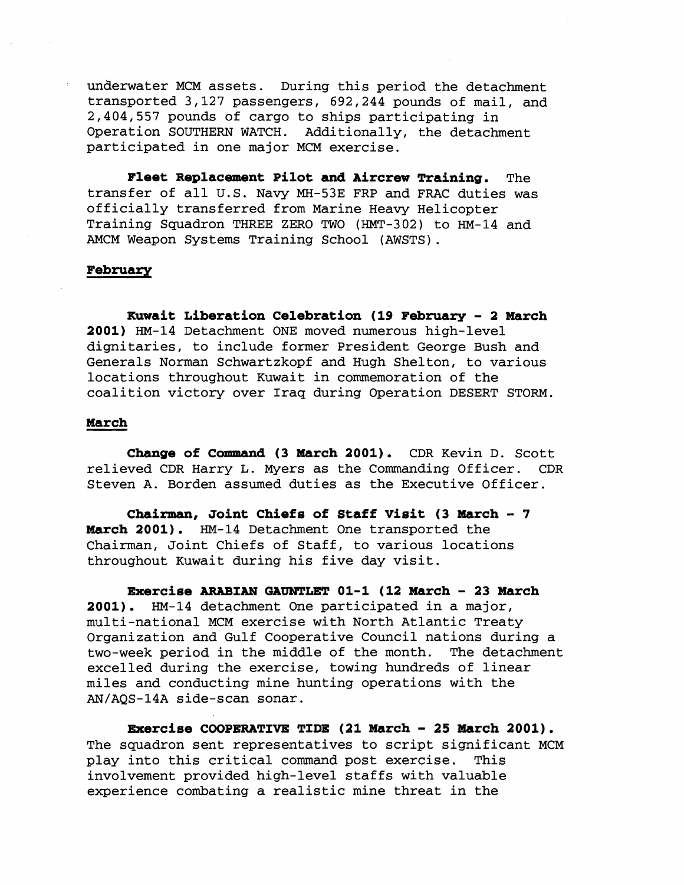underwater MCM assets. During this period the detachment transported 3,127 passengers, 692,244 pounds of mail, and 2,404,557 pounds of cargo to ships participating in Operation SOUTHERN WATCH. Additionally, the detachment participated in one major MCM exercise.

**Fleet Replacement Pilot and Aircrew Training.** The transfer of all U.S. Navy MH-53E FRP and FRAC duties was officially transferred from Marine Heavy Helicopter Training Squadron THREE ZERO TWO (HMT-302) to HM-14 and AMCM Weapon Systems Training School (AWSTS).

**February**

**Kuwait Liberation Celebration (19 February - 2 March 2001)** HM-14 Detachment ONE moved numerous high-level dignitaries, to include former President George Bush and Generals Norman Schwartzkopf and Hugh Shelton, to various locations throughout Kuwait in commemoration of the coalition victory over Iraq during Operation DESERT STORM.

**March**

**Change of Command (3 March 2001).** CDR Kevin D. Scott relieved CDR Harry L. Myers as the Commanding Officer. CDR Steven A. Borden assumed duties as the Executive Officer.

**Chairman, Joint Chiefs of Staff Visit (3 March - 7 March 2001).** HM-14 Detachment One transported the Chairman, Joint Chiefs of Staff, to various locations throughout Kuwait during his five day visit.

**Exercise ARABIAN GAUNTLET 01-1 (12 March - 23 March 2001).** HM-14 detachment One participated in a major, multi-national MCM exercise with North Atlantic Treaty Organization and Gulf Cooperative Council nations during a two-week period in the middle of the month. The detachment excelled during the exercise, towing hundreds of linear miles and conducting mine hunting operations with the AN/AQS-14A side-scan sonar.

**Exercise COOPERATIVE TIDE (21 March - 25 March 2001).** The squadron sent representatives to script significant MCM play into this critical command post exercise. This involvement provided high-level staffs with valuable experience combating a realistic mine threat in the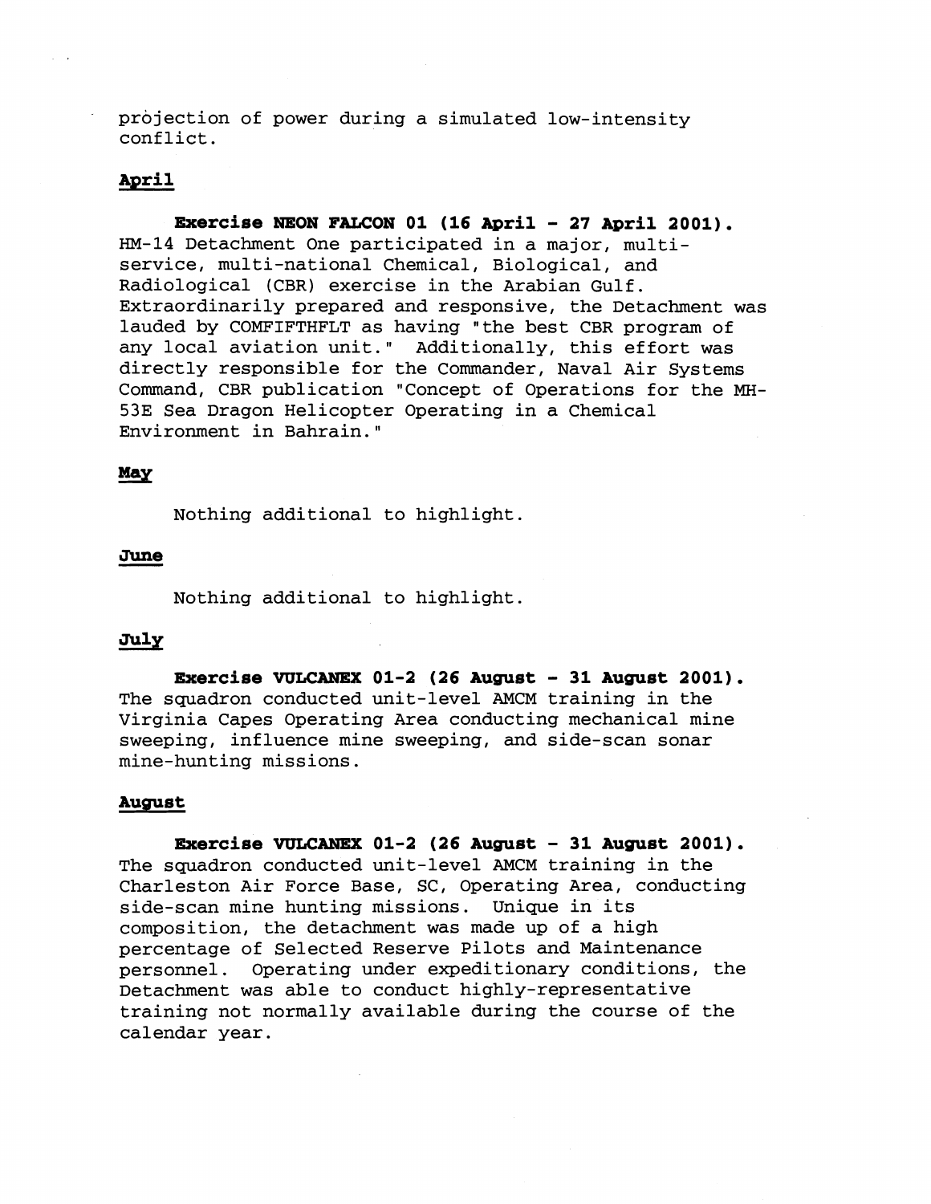projection of power during a simulated low-intensity conflict.

## April

**Exercise NEON FALCON 01 (16 April - 27 April 2001).** HM-14 Detachment One participated in a major, multi-service, multi-national Chemical, Biological, and Radiological (CBR) exercise in the Arabian Gulf. Extraordinarily prepared and responsive, the Detachment was lauded by COMFIFTHFLT as having "the best CBR program of any local aviation unit." Additionally, this effort was directly responsible for the Commander, Naval Air Systems Command, CBR publication "Concept of Operations for the MH-53E Sea Dragon Helicopter Operating in a Chemical Environment in Bahrain."

## May

Nothing additional to highlight.

## June

Nothing additional to highlight.

## July

**Exercise VULCANEX 01-2 (26 August - 31 August 2001).** The squadron conducted unit-level AMCM training in the Virginia Capes Operating Area conducting mechanical mine sweeping, influence mine sweeping, and side-scan sonar mine-hunting missions.

## August

**Exercise VULCANEX 01-2 (26 August - 31 August 2001).** The squadron conducted unit-level AMCM training in the Charleston Air Force Base, SC, Operating Area, conducting side-scan mine hunting missions. Unique in its composition, the detachment was made up of a high percentage of Selected Reserve Pilots and Maintenance personnel. Operating under expeditionary conditions, the Detachment was able to conduct highly-representative training not normally available during the course of the calendar year.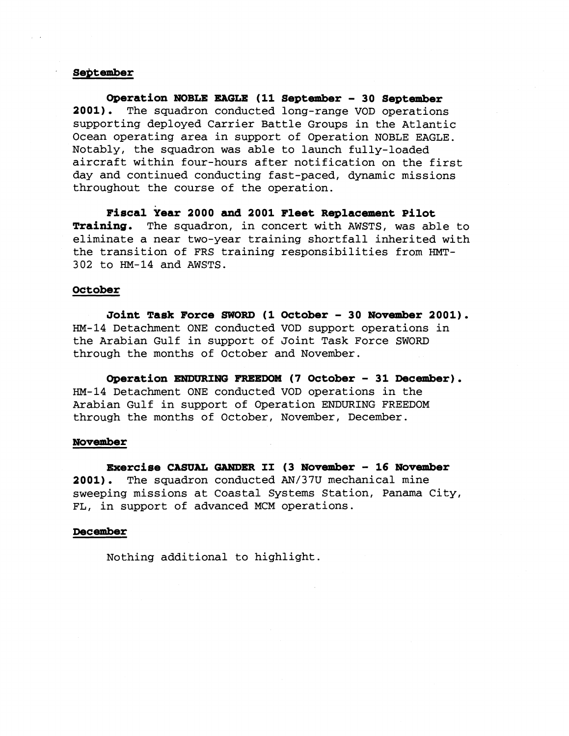**September**

**Operation NOBLE EAGLE (11 September - 30 September 2001).** The squadron conducted long-range VOD operations supporting deployed Carrier Battle Groups in the Atlantic Ocean operating area in support of Operation NOBLE EAGLE. Notably, the squadron was able to launch fully-loaded aircraft within four-hours after notification on the first day and continued conducting fast-paced, dynamic missions throughout the course of the operation.

**Fiscal Year 2000 and 2001 Fleet Replacement Pilot Training.** The squadron, in concert with AWSTS, was able to eliminate a near two-year training shortfall inherited with the transition of FRS training responsibilities from HMT-302 to HM-14 and AWSTS.

**October**

**Joint Task Force SWORD (1 October - 30 November 2001).** HM-14 Detachment ONE conducted VOD support operations in the Arabian Gulf in support of Joint Task Force SWORD through the months of October and November.

**Operation ENDURING FREEDOM (7 October - 31 December).** HM-14 Detachment ONE conducted VOD operations in the Arabian Gulf in support of Operation ENDURING FREEDOM through the months of October, November, December.

**November**

**Exercise CASUAL GANDER II (3 November - 16 November 2001).** The squadron conducted AN/37U mechanical mine sweeping missions at Coastal Systems Station, Panama City, FL, in support of advanced MCM operations.

**December**

Nothing additional to highlight.